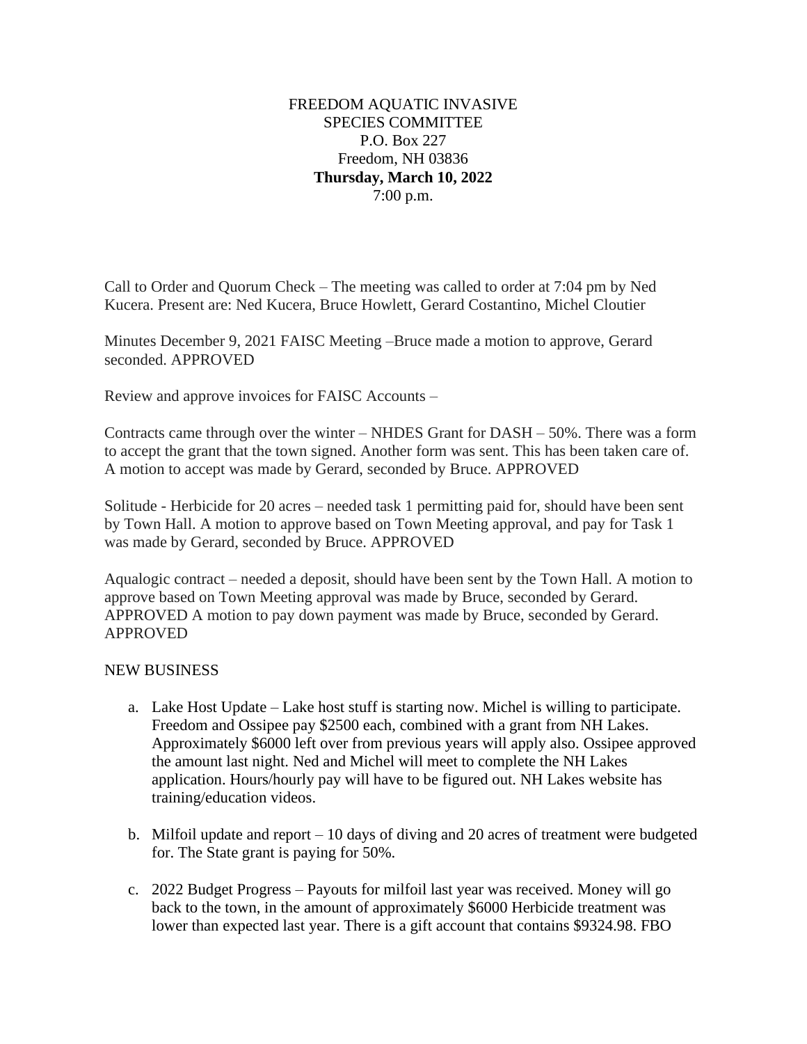FREEDOM AQUATIC INVASIVE
SPECIES COMMITTEE
P.O. Box 227
Freedom, NH 03836
**Thursday, March 10, 2022**
7:00 p.m.

Call to Order and Quorum Check – The meeting was called to order at 7:04 pm by Ned Kucera. Present are: Ned Kucera, Bruce Howlett, Gerard Costantino, Michel Cloutier

Minutes December 9, 2021 FAISC Meeting –Bruce made a motion to approve, Gerard seconded. APPROVED

Review and approve invoices for FAISC Accounts –

Contracts came through over the winter – NHDES Grant for DASH – 50%. There was a form to accept the grant that the town signed. Another form was sent. This has been taken care of. A motion to accept was made by Gerard, seconded by Bruce. APPROVED

Solitude - Herbicide for 20 acres – needed task 1 permitting paid for, should have been sent by Town Hall. A motion to approve based on Town Meeting approval, and pay for Task 1 was made by Gerard, seconded by Bruce. APPROVED

Aqualogic contract – needed a deposit, should have been sent by the Town Hall. A motion to approve based on Town Meeting approval was made by Bruce, seconded by Gerard. APPROVED A motion to pay down payment was made by Bruce, seconded by Gerard. APPROVED

NEW BUSINESS

a. Lake Host Update – Lake host stuff is starting now. Michel is willing to participate. Freedom and Ossipee pay $2500 each, combined with a grant from NH Lakes. Approximately $6000 left over from previous years will apply also. Ossipee approved the amount last night. Ned and Michel will meet to complete the NH Lakes application. Hours/hourly pay will have to be figured out. NH Lakes website has training/education videos.

b. Milfoil update and report – 10 days of diving and 20 acres of treatment were budgeted for. The State grant is paying for 50%.

c. 2022 Budget Progress – Payouts for milfoil last year was received. Money will go back to the town, in the amount of approximately $6000 Herbicide treatment was lower than expected last year. There is a gift account that contains $9324.98. FBO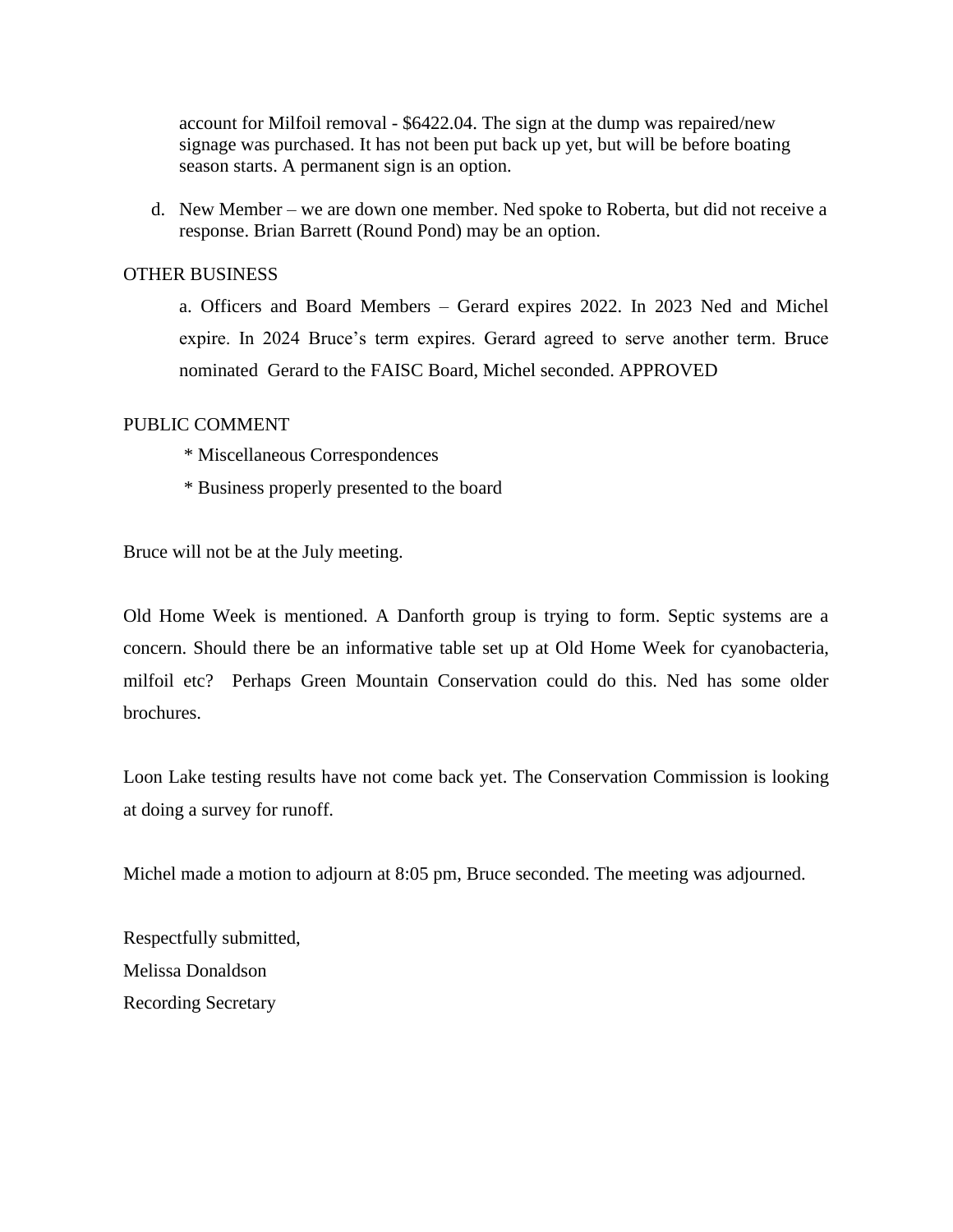account for Milfoil removal - $6422.04. The sign at the dump was repaired/new signage was purchased. It has not been put back up yet, but will be before boating season starts. A permanent sign is an option.

d. New Member – we are down one member. Ned spoke to Roberta, but did not receive a response. Brian Barrett (Round Pond) may be an option.

OTHER BUSINESS

a. Officers and Board Members – Gerard expires 2022. In 2023 Ned and Michel expire. In 2024 Bruce's term expires. Gerard agreed to serve another term. Bruce nominated Gerard to the FAISC Board, Michel seconded. APPROVED

PUBLIC COMMENT

* Miscellaneous Correspondences
* Business properly presented to the board

Bruce will not be at the July meeting.

Old Home Week is mentioned. A Danforth group is trying to form. Septic systems are a concern. Should there be an informative table set up at Old Home Week for cyanobacteria, milfoil etc? Perhaps Green Mountain Conservation could do this. Ned has some older brochures.

Loon Lake testing results have not come back yet. The Conservation Commission is looking at doing a survey for runoff.

Michel made a motion to adjourn at 8:05 pm, Bruce seconded. The meeting was adjourned.

Respectfully submitted,
Melissa Donaldson
Recording Secretary